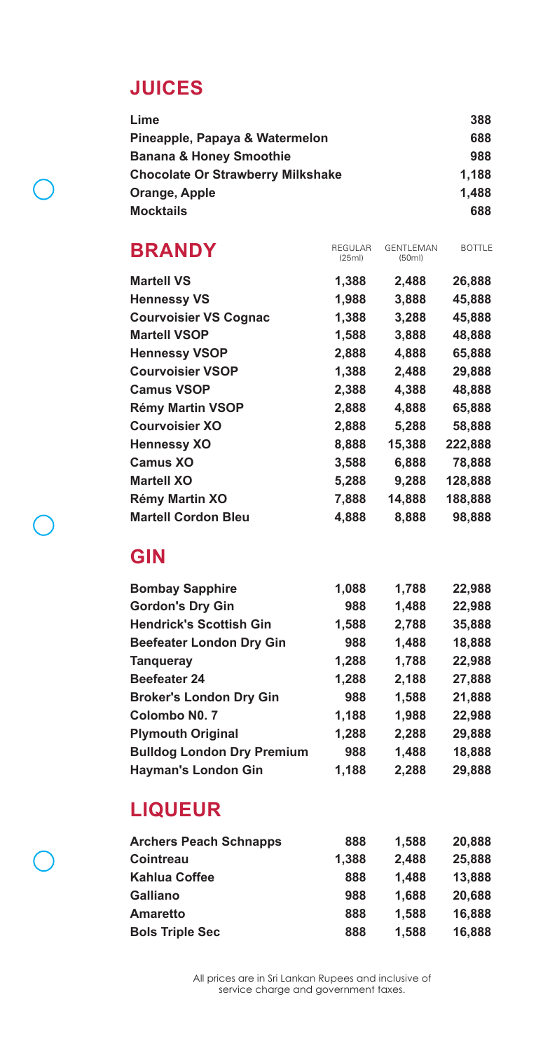## JUICES

| Item | Price |
|---|---|
| **Lime** | **388** |
| **Pineapple, Papaya & Watermelon** | **688** |
| **Banana & Honey Smoothie** | **988** |
| **Chocolate Or Strawberry Milkshake** | **1,188** |
| **Orange, Apple** | **1,488** |
| **Mocktails** | **688** |

## BRANDY

| | REGULAR (25ml) | GENTLEMAN (50ml) | BOTTLE |
|---|---|---|---|
| **Martell VS** | **1,388** | **2,488** | **26,888** |
| **Hennessy VS** | **1,988** | **3,888** | **45,888** |
| **Courvoisier VS Cognac** | **1,388** | **3,288** | **45,888** |
| **Martell VSOP** | **1,588** | **3,888** | **48,888** |
| **Hennessy VSOP** | **2,888** | **4,888** | **65,888** |
| **Courvoisier VSOP** | **1,388** | **2,488** | **29,888** |
| **Camus VSOP** | **2,388** | **4,388** | **48,888** |
| **Rémy Martin VSOP** | **2,888** | **4,888** | **65,888** |
| **Courvoisier XO** | **2,888** | **5,288** | **58,888** |
| **Hennessy XO** | **8,888** | **15,388** | **222,888** |
| **Camus XO** | **3,588** | **6,888** | **78,888** |
| **Martell XO** | **5,288** | **9,288** | **128,888** |
| **Rémy Martin XO** | **7,888** | **14,888** | **188,888** |
| **Martell Cordon Bleu** | **4,888** | **8,888** | **98,888** |

## GIN

| | REGULAR (25ml) | GENTLEMAN (50ml) | BOTTLE |
|---|---|---|---|
| **Bombay Sapphire** | **1,088** | **1,788** | **22,988** |
| **Gordon's Dry Gin** | **988** | **1,488** | **22,988** |
| **Hendrick's Scottish Gin** | **1,588** | **2,788** | **35,888** |
| **Beefeater London Dry Gin** | **988** | **1,488** | **18,888** |
| **Tanqueray** | **1,288** | **1,788** | **22,988** |
| **Beefeater 24** | **1,288** | **2,188** | **27,888** |
| **Broker's London Dry Gin** | **988** | **1,588** | **21,888** |
| **Colombo N0. 7** | **1,188** | **1,988** | **22,988** |
| **Plymouth Original** | **1,288** | **2,288** | **29,888** |
| **Bulldog London Dry Premium** | **988** | **1,488** | **18,888** |
| **Hayman's London Gin** | **1,188** | **2,288** | **29,888** |

## LIQUEUR

| | REGULAR (25ml) | GENTLEMAN (50ml) | BOTTLE |
|---|---|---|---|
| **Archers Peach Schnapps** | **888** | **1,588** | **20,888** |
| **Cointreau** | **1,388** | **2,488** | **25,888** |
| **Kahlua Coffee** | **888** | **1,488** | **13,888** |
| **Galliano** | **988** | **1,688** | **20,688** |
| **Amaretto** | **888** | **1,588** | **16,888** |
| **Bols Triple Sec** | **888** | **1,588** | **16,888** |

All prices are in Sri Lankan Rupees and inclusive of service charge and government taxes.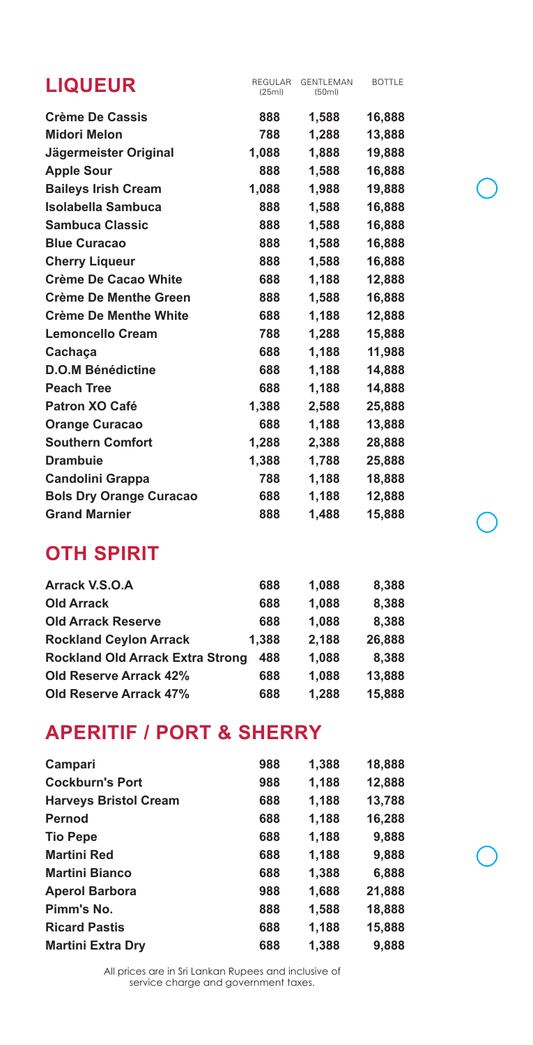## LIQUEUR

| LIQUEUR | REGULAR (25ml) | GENTLEMAN (50ml) | BOTTLE |
| --- | --- | --- | --- |
| **Crème De Cassis** | **888** | **1,588** | **16,888** |
| **Midori Melon** | **788** | **1,288** | **13,888** |
| **Jägermeister Original** | **1,088** | **1,888** | **19,888** |
| **Apple Sour** | **888** | **1,588** | **16,888** |
| **Baileys Irish Cream** | **1,088** | **1,988** | **19,888** |
| **Isolabella Sambuca** | **888** | **1,588** | **16,888** |
| **Sambuca Classic** | **888** | **1,588** | **16,888** |
| **Blue Curacao** | **888** | **1,588** | **16,888** |
| **Cherry Liqueur** | **888** | **1,588** | **16,888** |
| **Crème De Cacao White** | **688** | **1,188** | **12,888** |
| **Crème De Menthe Green** | **888** | **1,588** | **16,888** |
| **Crème De Menthe White** | **688** | **1,188** | **12,888** |
| **Lemoncello Cream** | **788** | **1,288** | **15,888** |
| **Cachaça** | **688** | **1,188** | **11,988** |
| **D.O.M Bénédictine** | **688** | **1,188** | **14,888** |
| **Peach Tree** | **688** | **1,188** | **14,888** |
| **Patron XO Café** | **1,388** | **2,588** | **25,888** |
| **Orange Curacao** | **688** | **1,188** | **13,888** |
| **Southern Comfort** | **1,288** | **2,388** | **28,888** |
| **Drambuie** | **1,388** | **1,788** | **25,888** |
| **Candolini Grappa** | **788** | **1,188** | **18,888** |
| **Bols Dry Orange Curacao** | **688** | **1,188** | **12,888** |
| **Grand Marnier** | **888** | **1,488** | **15,888** |

## OTH SPIRIT

| OTH SPIRIT | REGULAR (25ml) | GENTLEMAN (50ml) | BOTTLE |
| --- | --- | --- | --- |
| **Arrack V.S.O.A** | **688** | **1,088** | **8,388** |
| **Old Arrack** | **688** | **1,088** | **8,388** |
| **Old Arrack Reserve** | **688** | **1,088** | **8,388** |
| **Rockland Ceylon Arrack** | **1,388** | **2,188** | **26,888** |
| **Rockland Old Arrack Extra Strong** | **488** | **1,088** | **8,388** |
| **Old Reserve Arrack 42%** | **688** | **1,088** | **13,888** |
| **Old Reserve Arrack 47%** | **688** | **1,288** | **15,888** |

## APERITIF / PORT & SHERRY

| APERITIF / PORT & SHERRY | REGULAR (25ml) | GENTLEMAN (50ml) | BOTTLE |
| --- | --- | --- | --- |
| **Campari** | **988** | **1,388** | **18,888** |
| **Cockburn's Port** | **988** | **1,188** | **12,888** |
| **Harveys Bristol Cream** | **688** | **1,188** | **13,788** |
| **Pernod** | **688** | **1,188** | **16,288** |
| **Tio Pepe** | **688** | **1,188** | **9,888** |
| **Martini Red** | **688** | **1,188** | **9,888** |
| **Martini Bianco** | **688** | **1,388** | **6,888** |
| **Aperol Barbora** | **988** | **1,688** | **21,888** |
| **Pimm's No.** | **888** | **1,588** | **18,888** |
| **Ricard Pastis** | **688** | **1,188** | **15,888** |
| **Martini Extra Dry** | **688** | **1,388** | **9,888** |

All prices are in Sri Lankan Rupees and inclusive of service charge and government taxes.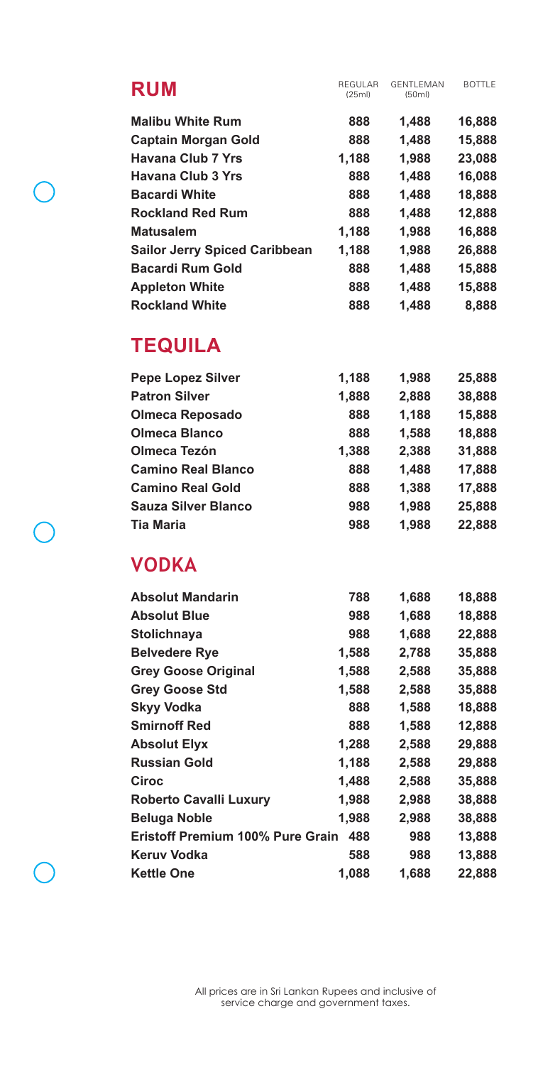## RUM

| RUM | REGULAR (25ml) | GENTLEMAN (50ml) | BOTTLE |
|---|---|---|---|
| **Malibu White Rum** | 888 | 1,488 | 16,888 |
| **Captain Morgan Gold** | 888 | 1,488 | 15,888 |
| **Havana Club 7 Yrs** | 1,188 | 1,988 | 23,088 |
| **Havana Club 3 Yrs** | 888 | 1,488 | 16,088 |
| **Bacardi White** | 888 | 1,488 | 18,888 |
| **Rockland Red Rum** | 888 | 1,488 | 12,888 |
| **Matusalem** | 1,188 | 1,988 | 16,888 |
| **Sailor Jerry Spiced Caribbean** | 1,188 | 1,988 | 26,888 |
| **Bacardi Rum Gold** | 888 | 1,488 | 15,888 |
| **Appleton White** | 888 | 1,488 | 15,888 |
| **Rockland White** | 888 | 1,488 | 8,888 |

## TEQUILA

| TEQUILA | REGULAR (25ml) | GENTLEMAN (50ml) | BOTTLE |
|---|---|---|---|
| **Pepe Lopez Silver** | 1,188 | 1,988 | 25,888 |
| **Patron Silver** | 1,888 | 2,888 | 38,888 |
| **Olmeca Reposado** | 888 | 1,188 | 15,888 |
| **Olmeca Blanco** | 888 | 1,588 | 18,888 |
| **Olmeca Tezón** | 1,388 | 2,388 | 31,888 |
| **Camino Real Blanco** | 888 | 1,488 | 17,888 |
| **Camino Real Gold** | 888 | 1,388 | 17,888 |
| **Sauza Silver Blanco** | 988 | 1,988 | 25,888 |
| **Tia Maria** | 988 | 1,988 | 22,888 |

## VODKA

| VODKA | REGULAR (25ml) | GENTLEMAN (50ml) | BOTTLE |
|---|---|---|---|
| **Absolut Mandarin** | 788 | 1,688 | 18,888 |
| **Absolut Blue** | 988 | 1,688 | 18,888 |
| **Stolichnaya** | 988 | 1,688 | 22,888 |
| **Belvedere Rye** | 1,588 | 2,788 | 35,888 |
| **Grey Goose Original** | 1,588 | 2,588 | 35,888 |
| **Grey Goose Std** | 1,588 | 2,588 | 35,888 |
| **Skyy Vodka** | 888 | 1,588 | 18,888 |
| **Smirnoff Red** | 888 | 1,588 | 12,888 |
| **Absolut Elyx** | 1,288 | 2,588 | 29,888 |
| **Russian Gold** | 1,188 | 2,588 | 29,888 |
| **Ciroc** | 1,488 | 2,588 | 35,888 |
| **Roberto Cavalli Luxury** | 1,988 | 2,988 | 38,888 |
| **Beluga Noble** | 1,988 | 2,988 | 38,888 |
| **Eristoff Premium 100% Pure Grain** | 488 | 988 | 13,888 |
| **Keruv Vodka** | 588 | 988 | 13,888 |
| **Kettle One** | 1,088 | 1,688 | 22,888 |

All prices are in Sri Lankan Rupees and inclusive of service charge and government taxes.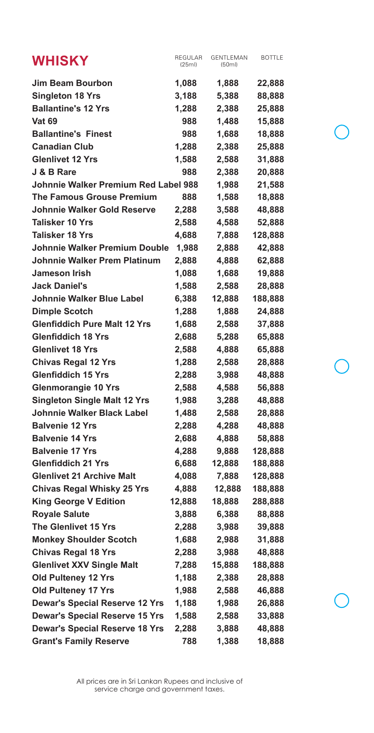# WHISKY

| | REGULAR (25ml) | GENTLEMAN (50ml) | BOTTLE |
|---|---|---|---|
| **Jim Beam Bourbon** | 1,088 | 1,888 | 22,888 |
| **Singleton 18 Yrs** | 3,188 | 5,388 | 88,888 |
| **Ballantine's 12 Yrs** | 1,288 | 2,388 | 25,888 |
| **Vat 69** | 988 | 1,488 | 15,888 |
| **Ballantine's Finest** | 988 | 1,688 | 18,888 |
| **Canadian Club** | 1,288 | 2,388 | 25,888 |
| **Glenlivet 12 Yrs** | 1,588 | 2,588 | 31,888 |
| **J & B Rare** | 988 | 2,388 | 20,888 |
| **Johnnie Walker Premium Red Label** | 988 | 1,988 | 21,588 |
| **The Famous Grouse Premium** | 888 | 1,588 | 18,888 |
| **Johnnie Walker Gold Reserve** | 2,288 | 3,588 | 48,888 |
| **Talisker 10 Yrs** | 2,588 | 4,588 | 52,888 |
| **Talisker 18 Yrs** | 4,688 | 7,888 | 128,888 |
| **Johnnie Walker Premium Double** | 1,988 | 2,888 | 42,888 |
| **Johnnie Walker Prem Platinum** | 2,888 | 4,888 | 62,888 |
| **Jameson Irish** | 1,088 | 1,688 | 19,888 |
| **Jack Daniel's** | 1,588 | 2,588 | 28,888 |
| **Johnnie Walker Blue Label** | 6,388 | 12,888 | 188,888 |
| **Dimple Scotch** | 1,288 | 1,888 | 24,888 |
| **Glenfiddich Pure Malt 12 Yrs** | 1,688 | 2,588 | 37,888 |
| **Glenfiddich 18 Yrs** | 2,688 | 5,288 | 65,888 |
| **Glenlivet 18 Yrs** | 2,588 | 4,888 | 65,888 |
| **Chivas Regal 12 Yrs** | 1,288 | 2,588 | 28,888 |
| **Glenfiddich 15 Yrs** | 2,288 | 3,988 | 48,888 |
| **Glenmorangie 10 Yrs** | 2,588 | 4,588 | 56,888 |
| **Singleton Single Malt 12 Yrs** | 1,988 | 3,288 | 48,888 |
| **Johnnie Walker Black Label** | 1,488 | 2,588 | 28,888 |
| **Balvenie 12 Yrs** | 2,288 | 4,288 | 48,888 |
| **Balvenie 14 Yrs** | 2,688 | 4,888 | 58,888 |
| **Balvenie 17 Yrs** | 4,288 | 9,888 | 128,888 |
| **Glenfiddich 21 Yrs** | 6,688 | 12,888 | 188,888 |
| **Glenlivet 21 Archive Malt** | 4,088 | 7,888 | 128,888 |
| **Chivas Regal Whisky 25 Yrs** | 4,888 | 12,888 | 188,888 |
| **King George V Edition** | 12,888 | 18,888 | 288,888 |
| **Royale Salute** | 3,888 | 6,388 | 88,888 |
| **The Glenlivet 15 Yrs** | 2,288 | 3,988 | 39,888 |
| **Monkey Shoulder Scotch** | 1,688 | 2,988 | 31,888 |
| **Chivas Regal 18 Yrs** | 2,288 | 3,988 | 48,888 |
| **Glenlivet XXV Single Malt** | 7,288 | 15,888 | 188,888 |
| **Old Pulteney 12 Yrs** | 1,188 | 2,388 | 28,888 |
| **Old Pulteney 17 Yrs** | 1,988 | 2,588 | 46,888 |
| **Dewar's Special Reserve 12 Yrs** | 1,188 | 1,988 | 26,888 |
| **Dewar's Special Reserve 15 Yrs** | 1,588 | 2,588 | 33,888 |
| **Dewar's Special Reserve 18 Yrs** | 2,288 | 3,888 | 48,888 |
| **Grant's Family Reserve** | 788 | 1,388 | 18,888 |

All prices are in Sri Lankan Rupees and inclusive of service charge and government taxes.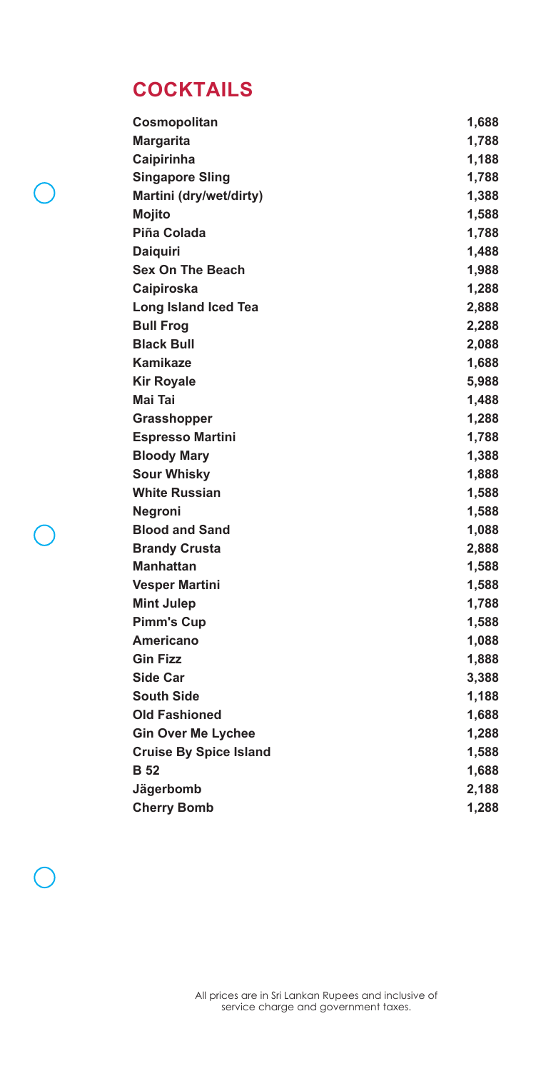## COCKTAILS

| Item | Price |
|---|---|
| **Cosmopolitan** | **1,688** |
| **Margarita** | **1,788** |
| **Caipirinha** | **1,188** |
| **Singapore Sling** | **1,788** |
| **Martini (dry/wet/dirty)** | **1,388** |
| **Mojito** | **1,588** |
| **Piña Colada** | **1,788** |
| **Daiquiri** | **1,488** |
| **Sex On The Beach** | **1,988** |
| **Caipiroska** | **1,288** |
| **Long Island Iced Tea** | **2,888** |
| **Bull Frog** | **2,288** |
| **Black Bull** | **2,088** |
| **Kamikaze** | **1,688** |
| **Kir Royale** | **5,988** |
| **Mai Tai** | **1,488** |
| **Grasshopper** | **1,288** |
| **Espresso Martini** | **1,788** |
| **Bloody Mary** | **1,388** |
| **Sour Whisky** | **1,888** |
| **White Russian** | **1,588** |
| **Negroni** | **1,588** |
| **Blood and Sand** | **1,088** |
| **Brandy Crusta** | **2,888** |
| **Manhattan** | **1,588** |
| **Vesper Martini** | **1,588** |
| **Mint Julep** | **1,788** |
| **Pimm's Cup** | **1,588** |
| **Americano** | **1,088** |
| **Gin Fizz** | **1,888** |
| **Side Car** | **3,388** |
| **South Side** | **1,188** |
| **Old Fashioned** | **1,688** |
| **Gin Over Me Lychee** | **1,288** |
| **Cruise By Spice Island** | **1,588** |
| **B 52** | **1,688** |
| **Jägerbomb** | **2,188** |
| **Cherry Bomb** | **1,288** |

All prices are in Sri Lankan Rupees and inclusive of service charge and government taxes.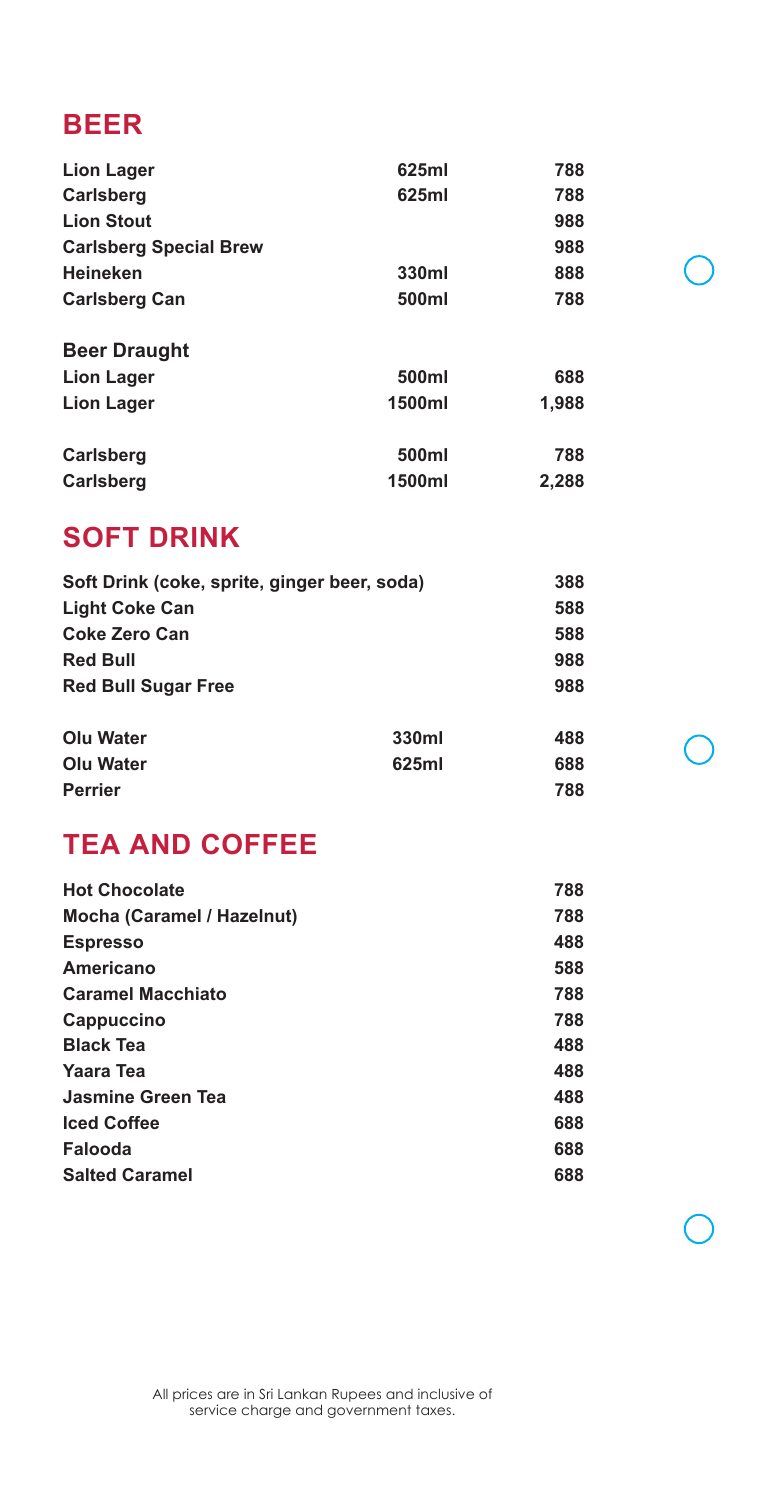## BEER

| Item | Size | Price |
|---|---|---|
| Lion Lager | 625ml | 788 |
| Carlsberg | 625ml | 788 |
| Lion Stout | | 988 |
| Carlsberg Special Brew | | 988 |
| Heineken | 330ml | 888 |
| Carlsberg Can | 500ml | 788 |

**Beer Draught**

| Item | Size | Price |
|---|---|---|
| Lion Lager | 500ml | 688 |
| Lion Lager | 1500ml | 1,988 |
| Carlsberg | 500ml | 788 |
| Carlsberg | 1500ml | 2,288 |

## SOFT DRINK

| Item | Size | Price |
|---|---|---|
| Soft Drink (coke, sprite, ginger beer, soda) | | 388 |
| Light Coke Can | | 588 |
| Coke Zero Can | | 588 |
| Red Bull | | 988 |
| Red Bull Sugar Free | | 988 |
| Olu Water | 330ml | 488 |
| Olu Water | 625ml | 688 |
| Perrier | | 788 |

## TEA AND COFFEE

| Item | Price |
|---|---|
| Hot Chocolate | 788 |
| Mocha (Caramel / Hazelnut) | 788 |
| Espresso | 488 |
| Americano | 588 |
| Caramel Macchiato | 788 |
| Cappuccino | 788 |
| Black Tea | 488 |
| Yaara Tea | 488 |
| Jasmine Green Tea | 488 |
| Iced Coffee | 688 |
| Falooda | 688 |
| Salted Caramel | 688 |

All prices are in Sri Lankan Rupees and inclusive of service charge and government taxes.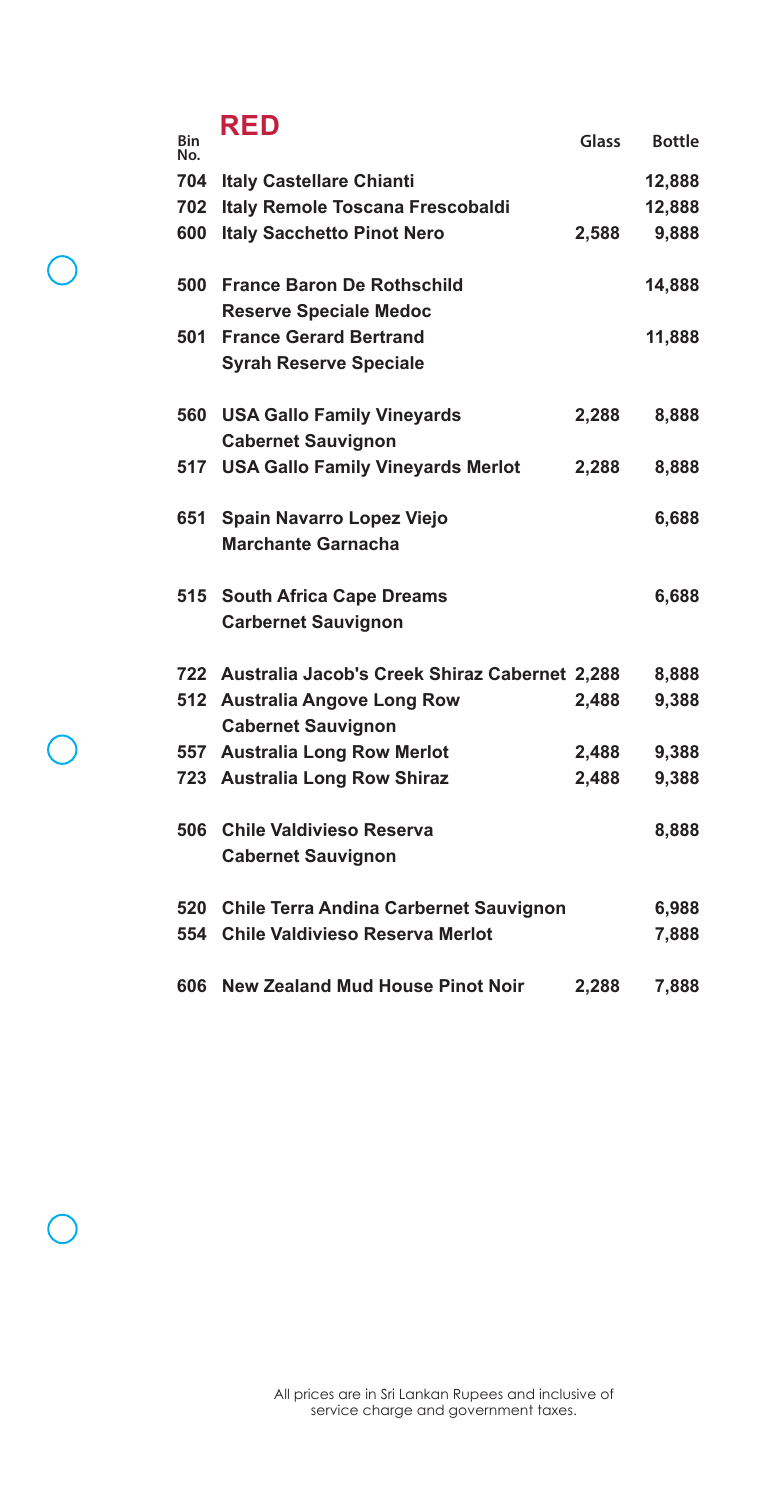## RED

| Bin No. | | Glass | Bottle |
|---|---|---|---|
| 704 | Italy Castellare Chianti | | 12,888 |
| 702 | Italy Remole Toscana Frescobaldi | | 12,888 |
| 600 | Italy Sacchetto Pinot Nero | 2,588 | 9,888 |
| 500 | France Baron De Rothschild Reserve Speciale Medoc | | 14,888 |
| 501 | France Gerard Bertrand Syrah Reserve Speciale | | 11,888 |
| 560 | USA Gallo Family Vineyards Cabernet Sauvignon | 2,288 | 8,888 |
| 517 | USA Gallo Family Vineyards Merlot | 2,288 | 8,888 |
| 651 | Spain Navarro Lopez Viejo Marchante Garnacha | | 6,688 |
| 515 | South Africa Cape Dreams Carbernet Sauvignon | | 6,688 |
| 722 | Australia Jacob's Creek Shiraz Cabernet | 2,288 | 8,888 |
| 512 | Australia Angove Long Row Cabernet Sauvignon | 2,488 | 9,388 |
| 557 | Australia Long Row Merlot | 2,488 | 9,388 |
| 723 | Australia Long Row Shiraz | 2,488 | 9,388 |
| 506 | Chile Valdivieso Reserva Cabernet Sauvignon | | 8,888 |
| 520 | Chile Terra Andina Carbernet Sauvignon | | 6,988 |
| 554 | Chile Valdivieso Reserva Merlot | | 7,888 |
| 606 | New Zealand Mud House Pinot Noir | 2,288 | 7,888 |

All prices are in Sri Lankan Rupees and inclusive of service charge and government taxes.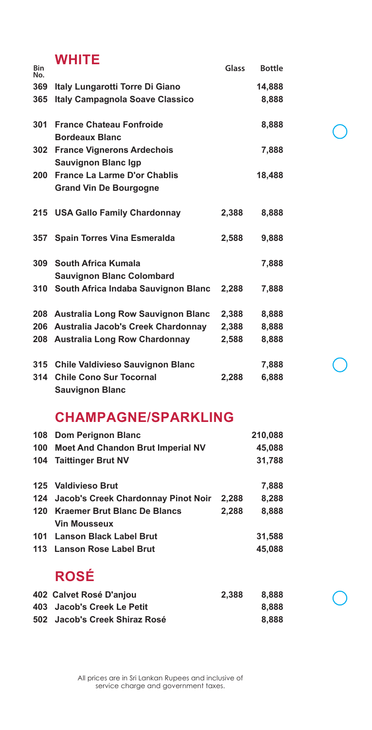## WHITE

| Bin No. | | Glass | Bottle |
|---|---|---|---|
| 369 | Italy Lungarotti Torre Di Giano | | 14,888 |
| 365 | Italy Campagnola Soave Classico | | 8,888 |
| 301 | France Chateau Fonfroide Bordeaux Blanc | | 8,888 |
| 302 | France Vignerons Ardechois Sauvignon Blanc Igp | | 7,888 |
| 200 | France La Larme D'or Chablis Grand Vin De Bourgogne | | 18,488 |
| 215 | USA Gallo Family Chardonnay | 2,388 | 8,888 |
| 357 | Spain Torres Vina Esmeralda | 2,588 | 9,888 |
| 309 | South Africa Kumala Sauvignon Blanc Colombard | | 7,888 |
| 310 | South Africa Indaba Sauvignon Blanc | 2,288 | 7,888 |
| 208 | Australia Long Row Sauvignon Blanc | 2,388 | 8,888 |
| 206 | Australia Jacob's Creek Chardonnay | 2,388 | 8,888 |
| 208 | Australia Long Row Chardonnay | 2,588 | 8,888 |
| 315 | Chile Valdivieso Sauvignon Blanc | | 7,888 |
| 314 | Chile Cono Sur Tocornal Sauvignon Blanc | 2,288 | 6,888 |

## CHAMPAGNE/SPARKLING

| | | | |
|---|---|---|---|
| 108 | Dom Perignon Blanc | | 210,088 |
| 100 | Moet And Chandon Brut Imperial NV | | 45,088 |
| 104 | Taittinger Brut NV | | 31,788 |
| 125 | Valdivieso Brut | | 7,888 |
| 124 | Jacob's Creek Chardonnay Pinot Noir | 2,288 | 8,288 |
| 120 | Kraemer Brut Blanc De Blancs Vin Mousseux | 2,288 | 8,888 |
| 101 | Lanson Black Label Brut | | 31,588 |
| 113 | Lanson Rose Label Brut | | 45,088 |

## ROSÉ

| | | | |
|---|---|---|---|
| 402 | Calvet Rosé D'anjou | 2,388 | 8,888 |
| 403 | Jacob's Creek Le Petit | | 8,888 |
| 502 | Jacob's Creek Shiraz Rosé | | 8,888 |

All prices are in Sri Lankan Rupees and inclusive of service charge and government taxes.